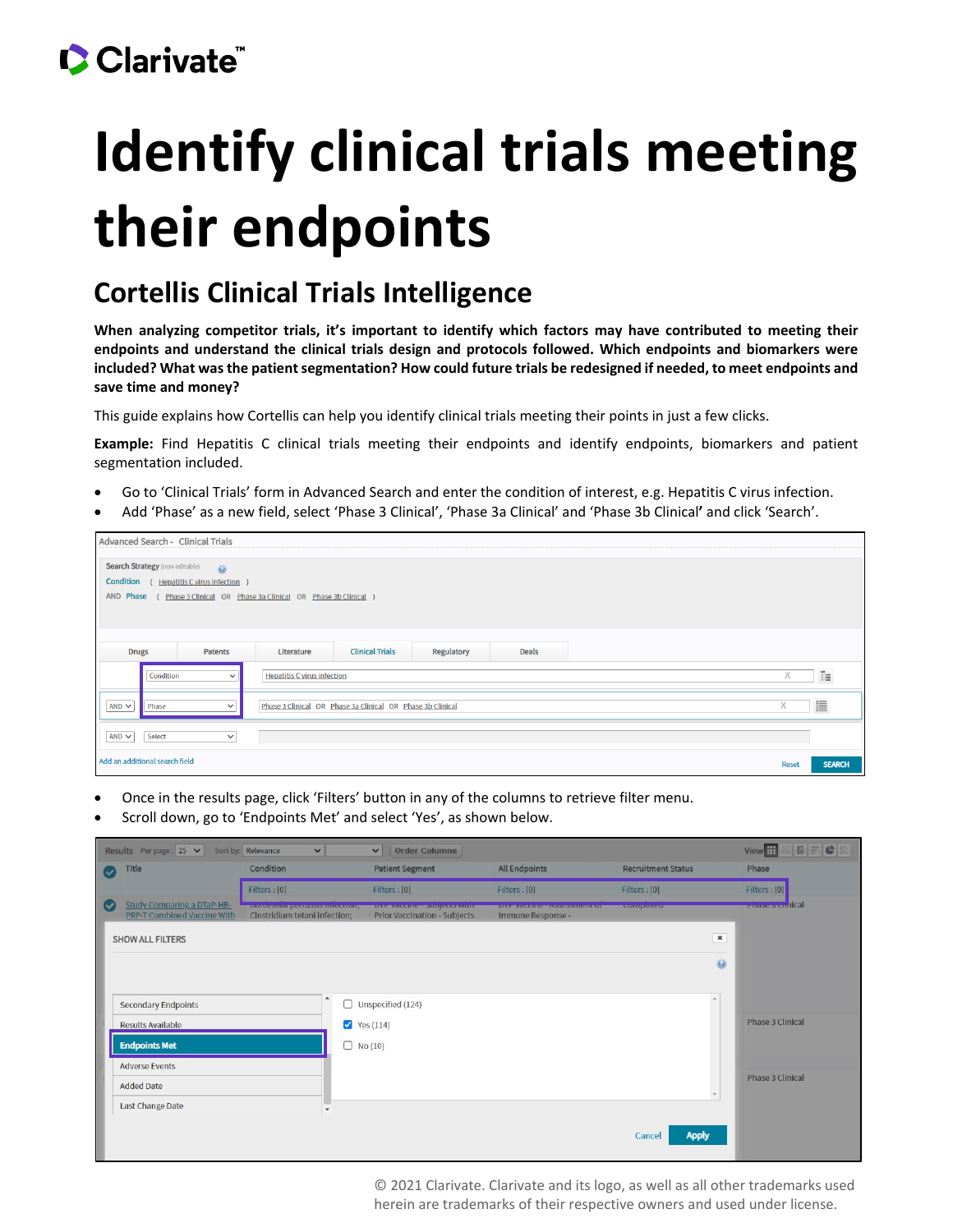# Identify clinical trials meeting their endpoints

## Cortellis Clinical Trials Intelligence

**When analyzing competitor trials, it's important to identify which factors may have contributed to meeting their endpoints and understand the clinical trials design and protocols followed. Which endpoints and biomarkers were included? What was the patient segmentation? How could future trials be redesigned if needed, to meet endpoints and save time and money?**

This guide explains how Cortellis can help you identify clinical trials meeting their points in just a few clicks.

**Example:** Find Hepatitis C clinical trials meeting their endpoints and identify endpoints, biomarkers and patient segmentation included.

- Go to 'Clinical Trials' form in Advanced Search and enter the condition of interest, e.g. Hepatitis C virus infection.
- Add 'Phase' as a new field, select 'Phase 3 Clinical', 'Phase 3a Clinical' and 'Phase 3b Clinical' and click 'Search'.

- Once in the results page, click 'Filters' button in any of the columns to retrieve filter menu.
- Scroll down, go to 'Endpoints Met' and select 'Yes', as shown below.

© 2021 Clarivate. Clarivate and its logo, as well as all other trademarks used herein are trademarks of their respective owners and used under license.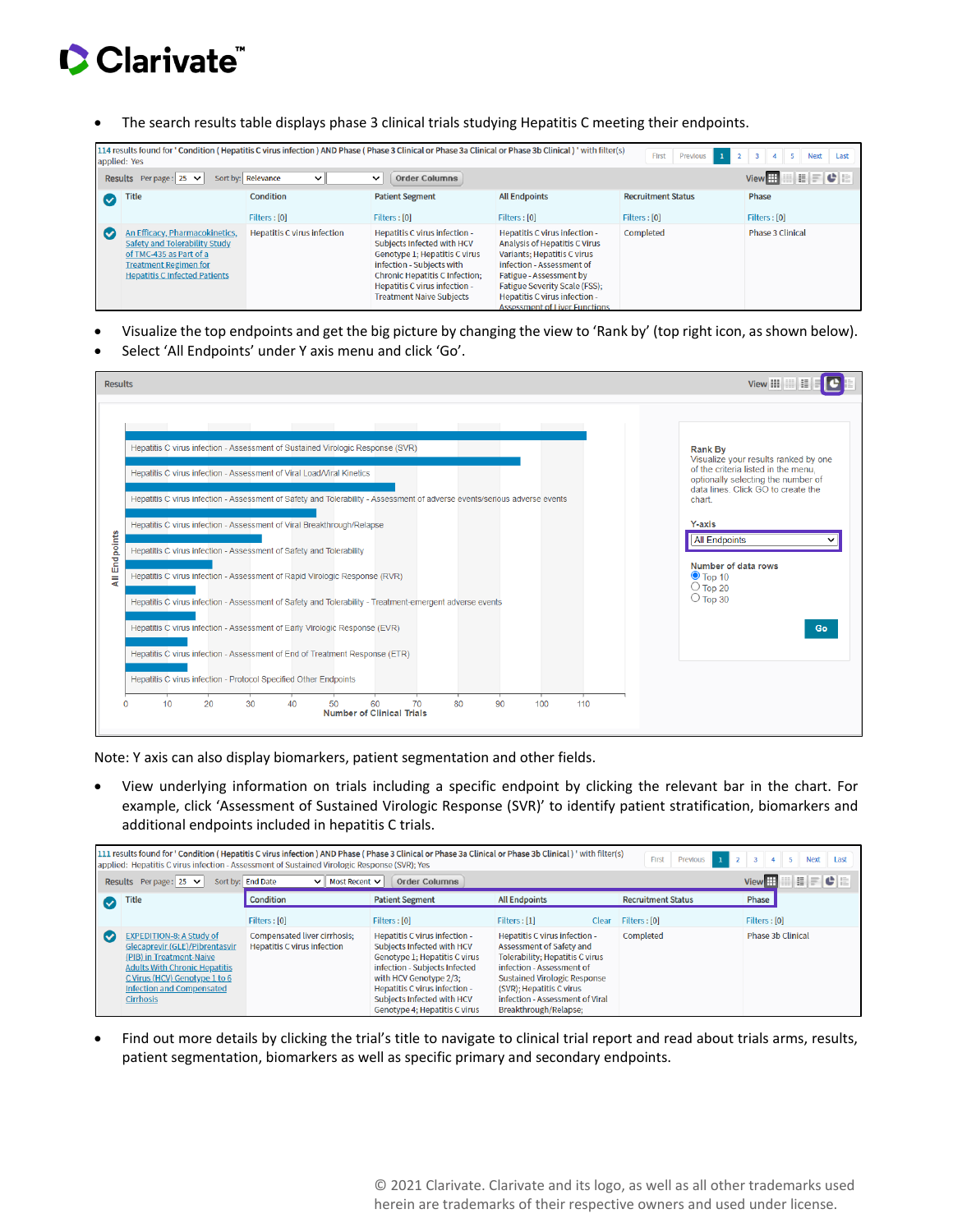- The search results table displays phase 3 clinical trials studying Hepatitis C meeting their endpoints.

114 results found for ' Condition ( Hepatitis C virus infection ) AND Phase ( Phase 3 Clinical or Phase 3a Clinical or Phase 3b Clinical ) ' with filter(s) applied: Yes

| Title | Condition | Patient Segment | All Endpoints | Recruitment Status | Phase |
|---|---|---|---|---|---|
| | Filters : [0] | Filters : [0] | Filters : [0] | Filters : [0] | Filters : [0] |
| An Efficacy, Pharmacokinetics, Safety and Tolerability Study of TMC-435 as Part of a Treatment Regimen for Hepatitis C Infected Patients | Hepatitis C virus infection | Hepatitis C virus infection - Subjects Infected with HCV Genotype 1; Hepatitis C virus infection - Subjects with Chronic Hepatitis C Infection; Hepatitis C virus infection - Treatment Naive Subjects | Hepatitis C virus infection - Analysis of Hepatitis C Virus Variants; Hepatitis C virus infection - Assessment of Fatigue - Assessment by Fatigue Severity Scale (FSS); Hepatitis C virus infection - Assessment of Liver Functions | Completed | Phase 3 Clinical |

- Visualize the top endpoints and get the big picture by changing the view to 'Rank by' (top right icon, as shown below).
- Select 'All Endpoints' under Y axis menu and click 'Go'.

Note: Y axis can also display biomarkers, patient segmentation and other fields.

- View underlying information on trials including a specific endpoint by clicking the relevant bar in the chart. For example, click 'Assessment of Sustained Virologic Response (SVR)' to identify patient stratification, biomarkers and additional endpoints included in hepatitis C trials.

111 results found for ' Condition ( Hepatitis C virus infection ) AND Phase ( Phase 3 Clinical or Phase 3a Clinical or Phase 3b Clinical ) ' with filter(s) applied: Hepatitis C virus infection - Assessment of Sustained Virologic Response (SVR); Yes

| Title | Condition | Patient Segment | All Endpoints | Recruitment Status | Phase |
|---|---|---|---|---|---|
| | Filters : [0] | Filters : [0] | Filters : [1] Clear | Filters : [0] | Filters : [0] |
| EXPEDITION-8: A Study of Glecaprevir (GLE)/Pibrentasvir (PIB) in Treatment-Naive Adults With Chronic Hepatitis C Virus (HCV) Genotype 1 to 6 Infection and Compensated Cirrhosis | Compensated liver cirrhosis; Hepatitis C virus infection | Hepatitis C virus infection - Subjects Infected with HCV Genotype 1; Hepatitis C virus infection - Subjects Infected with HCV Genotype 2/3; Hepatitis C virus infection - Subjects Infected with HCV Genotype 4; Hepatitis C virus | Hepatitis C virus infection - Assessment of Safety and Tolerability; Hepatitis C virus infection - Assessment of Sustained Virologic Response (SVR); Hepatitis C virus infection - Assessment of Viral Breakthrough/Relapse; | Completed | Phase 3b Clinical |

- Find out more details by clicking the trial's title to navigate to clinical trial report and read about trials arms, results, patient segmentation, biomarkers as well as specific primary and secondary endpoints.

© 2021 Clarivate. Clarivate and its logo, as well as all other trademarks used herein are trademarks of their respective owners and used under license.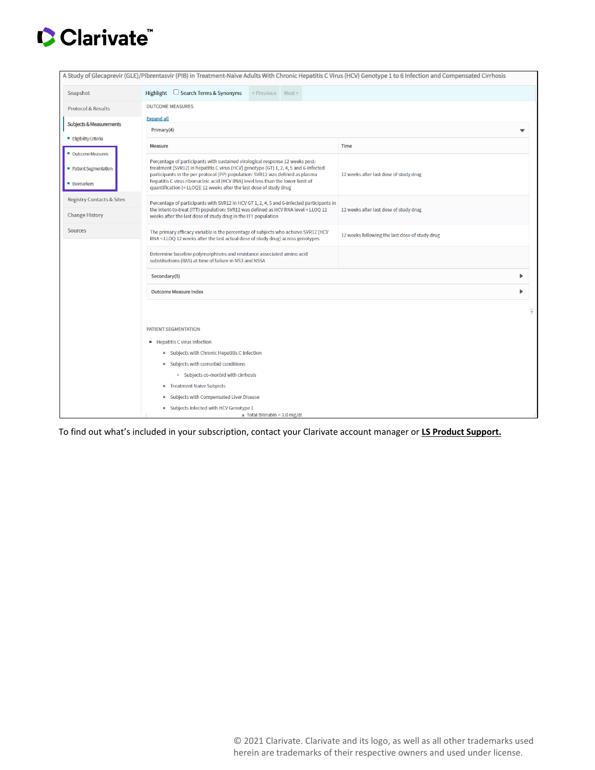A Study of Glecaprevir (GLE)/Pibrentasvir (PIB) in Treatment-Naive Adults With Chronic Hepatitis C Virus (HCV) Genotype 1 to 6 Infection and Compensated Cirrhosis

- Snapshot
- Protocol & Results
- Subjects & Measurements
  - Eligibility Criteria
  - Outcome Measures
  - Patient Segmentation
  - Biomarkers
- Registry Contacts & Sites
- Change History
- Sources

Highlight ☐ Search Terms & Synonyms < Previous Next >

OUTCOME MEASURES

Expand all

Primary(4)

| Measure | Time |
|---|---|
| Percentage of participants with sustained virological response 12 weeks post-treatment (SVR12) in hepatitis C virus (HCV) genotype (GT) 1, 2, 4, 5 and 6-infected participants in the per protocol (PP) population: SVR12 was defined as plasma hepatitis C virus ribonucleic acid (HCV RNA) level less than the lower limit of quantification [< LLOQ]) 12 weeks after the last dose of study drug | 12 weeks after last dose of study drug |
| Percentage of participants with SVR12 in HCV GT 1, 2, 4, 5 and 6-infected participants in the intent-to-treat (ITT) population: SVR12 was defined as HCV RNA level < LLOQ 12 weeks after the last dose of study drug in the ITT population | 12 weeks after last dose of study drug |
| The primary efficacy variable is the percentage of subjects who achieve SVR12 (HCV RNA < LLOQ 12 weeks after the last actual dose of study drug) across genotypes | 12 weeks following the last dose of study drug |
| Determine baseline polymorphisms and resistance associated amino acid substituitions (RAS) at time of failure in NS3 and NS5A | |

Secondary(5)

Outcome Measure Index

PATIENT SEGMENTATION

- Hepatitis C virus infection
  - Subjects with Chronic Hepatitis C Infection
  - Subjects with comorbid conditions
    - Subjects co-morbid with cirrhosis
  - Treatment Naive Subjects
  - Subjects with Compensated Liver Disease
  - Subjects Infected with HCV Genotype 1
    - Total Bilirubin > 3.0 mg/dl

To find out what's included in your subscription, contact your Clarivate account manager or **LS Product Support.**

© 2021 Clarivate. Clarivate and its logo, as well as all other trademarks used herein are trademarks of their respective owners and used under license.